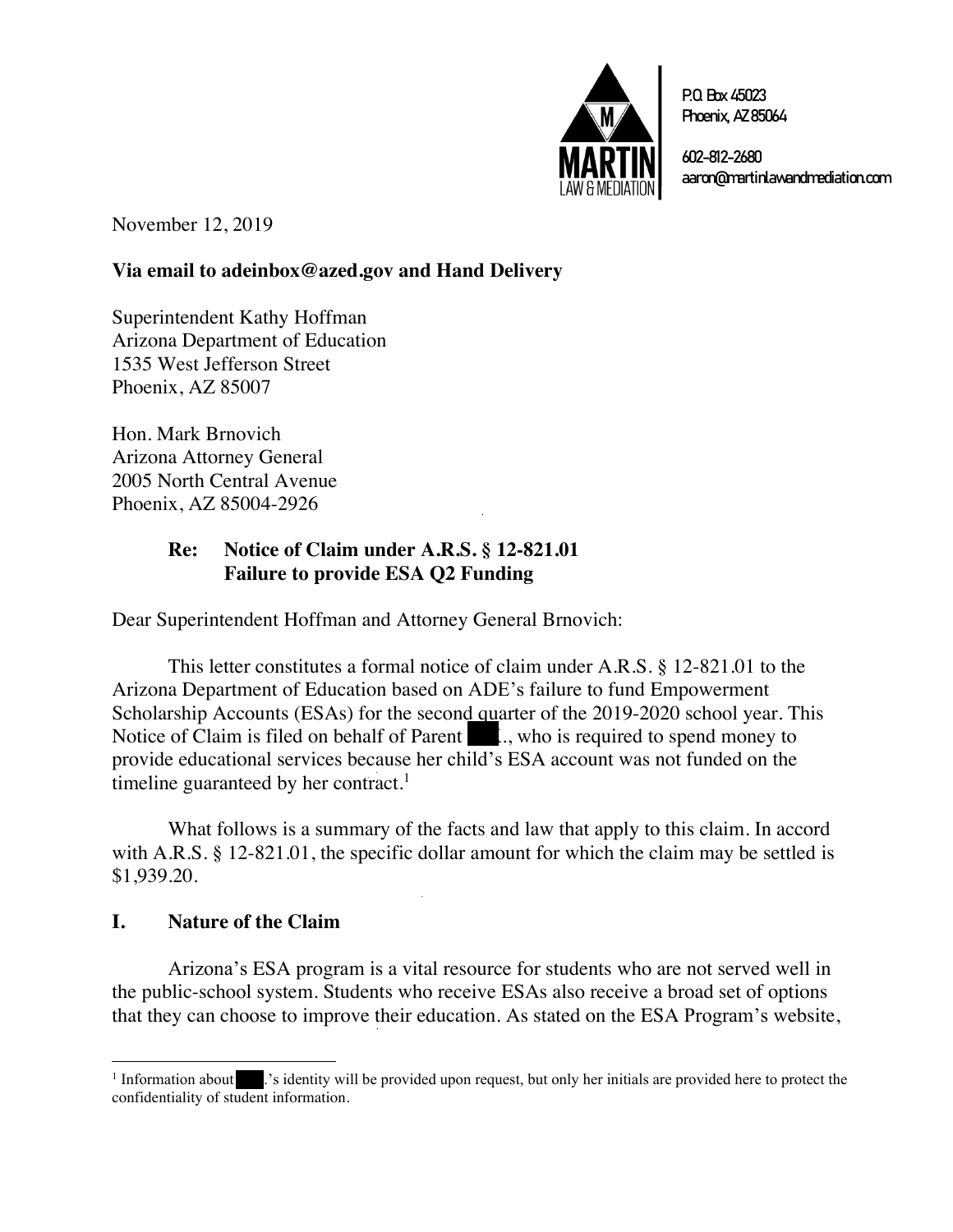MARTIN LAW & MEDIATION

P.O. Box 45023
Phoenix, AZ 85064

602-812-2680
aaron@martinlawandmediation.com

November 12, 2019

**Via email to adeinbox@azed.gov and Hand Delivery**

Superintendent Kathy Hoffman
Arizona Department of Education
1535 West Jefferson Street
Phoenix, AZ 85007

Hon. Mark Brnovich
Arizona Attorney General
2005 North Central Avenue
Phoenix, AZ 85004-2926

**Re: Notice of Claim under A.R.S. § 12-821.01**
**Failure to provide ESA Q2 Funding**

Dear Superintendent Hoffman and Attorney General Brnovich:

This letter constitutes a formal notice of claim under A.R.S. § 12-821.01 to the Arizona Department of Education based on ADE's failure to fund Empowerment Scholarship Accounts (ESAs) for the second quarter of the 2019-2020 school year. This Notice of Claim is filed on behalf of Parent ███., who is required to spend money to provide educational services because her child's ESA account was not funded on the timeline guaranteed by her contract.[1]

What follows is a summary of the facts and law that apply to this claim. In accord with A.R.S. § 12-821.01, the specific dollar amount for which the claim may be settled is $1,939.20.

## I. Nature of the Claim

Arizona's ESA program is a vital resource for students who are not served well in the public-school system. Students who receive ESAs also receive a broad set of options that they can choose to improve their education. As stated on the ESA Program's website,

[1] Information about ███.'s identity will be provided upon request, but only her initials are provided here to protect the confidentiality of student information.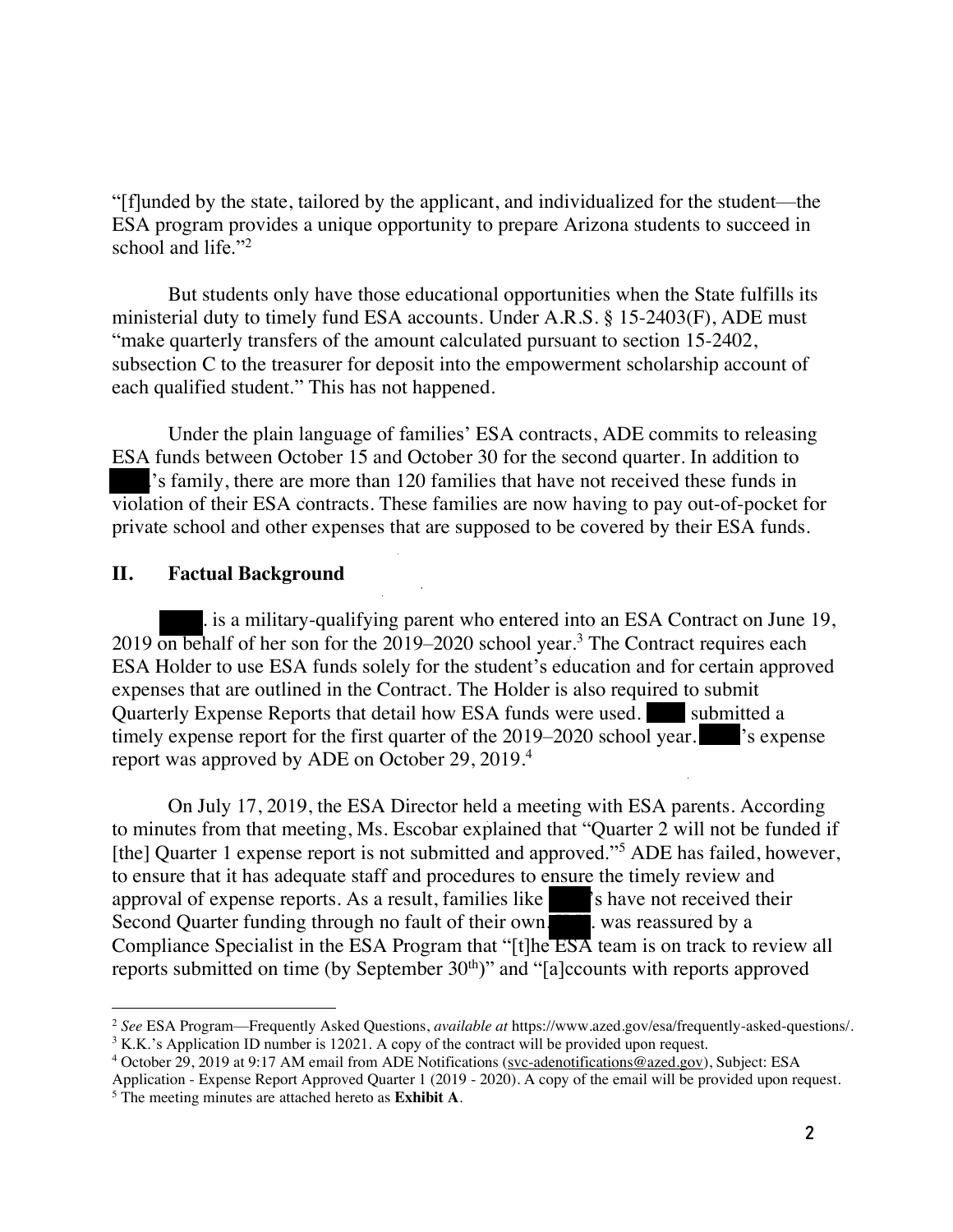"[f]unded by the state, tailored by the applicant, and individualized for the student—the ESA program provides a unique opportunity to prepare Arizona students to succeed in school and life."[2]

But students only have those educational opportunities when the State fulfills its ministerial duty to timely fund ESA accounts. Under A.R.S. § 15-2403(F), ADE must "make quarterly transfers of the amount calculated pursuant to section 15-2402, subsection C to the treasurer for deposit into the empowerment scholarship account of each qualified student." This has not happened.

Under the plain language of families' ESA contracts, ADE commits to releasing ESA funds between October 15 and October 30 for the second quarter. In addition to ████'s family, there are more than 120 families that have not received these funds in violation of their ESA contracts. These families are now having to pay out-of-pocket for private school and other expenses that are supposed to be covered by their ESA funds.

## II. Factual Background

████. is a military-qualifying parent who entered into an ESA Contract on June 19, 2019 on behalf of her son for the 2019–2020 school year.[3] The Contract requires each ESA Holder to use ESA funds solely for the student's education and for certain approved expenses that are outlined in the Contract. The Holder is also required to submit Quarterly Expense Reports that detail how ESA funds were used. ████ submitted a timely expense report for the first quarter of the 2019–2020 school year. ████'s expense report was approved by ADE on October 29, 2019.[4]

On July 17, 2019, the ESA Director held a meeting with ESA parents. According to minutes from that meeting, Ms. Escobar explained that "Quarter 2 will not be funded if [the] Quarter 1 expense report is not submitted and approved."[5] ADE has failed, however, to ensure that it has adequate staff and procedures to ensure the timely review and approval of expense reports. As a result, families like ████'s have not received their Second Quarter funding through no fault of their own. ████. was reassured by a Compliance Specialist in the ESA Program that "[t]he ESA team is on track to review all reports submitted on time (by September 30th)" and "[a]ccounts with reports approved

---

[2] *See* ESA Program—Frequently Asked Questions, *available at* https://www.azed.gov/esa/frequently-asked-questions/.

[3] K.K.'s Application ID number is 12021. A copy of the contract will be provided upon request.

[4] October 29, 2019 at 9:17 AM email from ADE Notifications (svc-adenotifications@azed.gov), Subject: ESA Application - Expense Report Approved Quarter 1 (2019 - 2020). A copy of the email will be provided upon request.

[5] The meeting minutes are attached hereto as **Exhibit A**.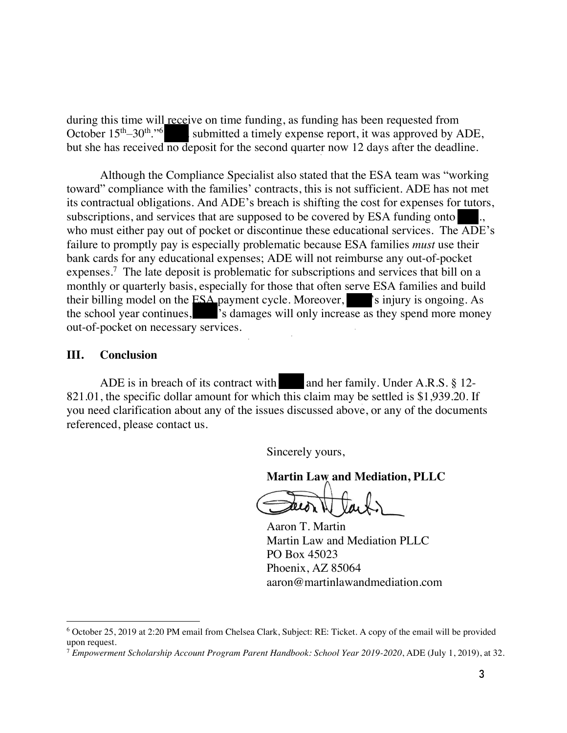during this time will receive on time funding, as funding has been requested from October 15th–30th."[6] ███ submitted a timely expense report, it was approved by ADE, but she has received no deposit for the second quarter now 12 days after the deadline.

Although the Compliance Specialist also stated that the ESA team was "working toward" compliance with the families' contracts, this is not sufficient. ADE has not met its contractual obligations. And ADE's breach is shifting the cost for expenses for tutors, subscriptions, and services that are supposed to be covered by ESA funding onto ███., who must either pay out of pocket or discontinue these educational services. The ADE's failure to promptly pay is especially problematic because ESA families *must* use their bank cards for any educational expenses; ADE will not reimburse any out-of-pocket expenses.[7] The late deposit is problematic for subscriptions and services that bill on a monthly or quarterly basis, especially for those that often serve ESA families and build their billing model on the ESA payment cycle. Moreover, ███'s injury is ongoing. As the school year continues, ███'s damages will only increase as they spend more money out-of-pocket on necessary services.

## III. Conclusion

ADE is in breach of its contract with ███ and her family. Under A.R.S. § 12-821.01, the specific dollar amount for which this claim may be settled is $1,939.20. If you need clarification about any of the issues discussed above, or any of the documents referenced, please contact us.

Sincerely yours,

**Martin Law and Mediation, PLLC**

Aaron T. Martin
Martin Law and Mediation PLLC
PO Box 45023
Phoenix, AZ 85064
aaron@martinlawandmediation.com

---

[6] October 25, 2019 at 2:20 PM email from Chelsea Clark, Subject: RE: Ticket. A copy of the email will be provided upon request.

[7] *Empowerment Scholarship Account Program Parent Handbook: School Year 2019-2020*, ADE (July 1, 2019), at 32.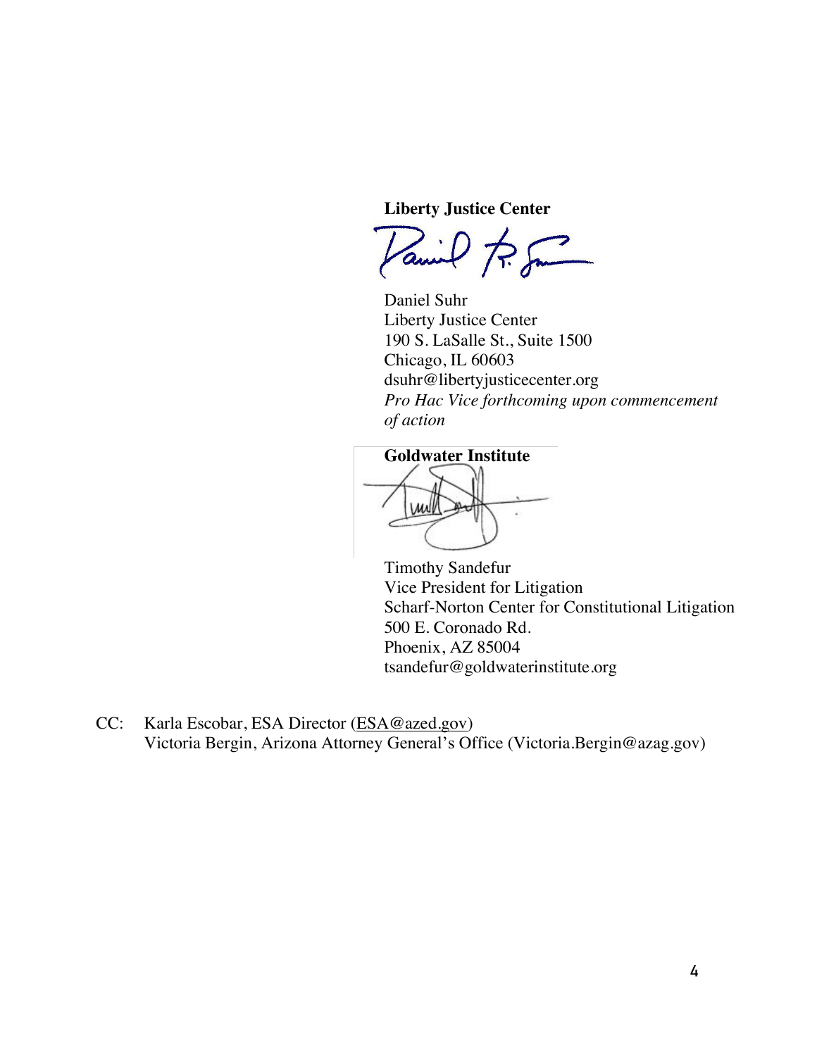**Liberty Justice Center**

Daniel Suhr
Liberty Justice Center
190 S. LaSalle St., Suite 1500
Chicago, IL 60603
dsuhr@libertyjusticecenter.org
*Pro Hac Vice forthcoming upon commencement of action*

**Goldwater Institute**

Timothy Sandefur
Vice President for Litigation
Scharf-Norton Center for Constitutional Litigation
500 E. Coronado Rd.
Phoenix, AZ 85004
tsandefur@goldwaterinstitute.org

CC: Karla Escobar, ESA Director (ESA@azed.gov)
Victoria Bergin, Arizona Attorney General's Office (Victoria.Bergin@azag.gov)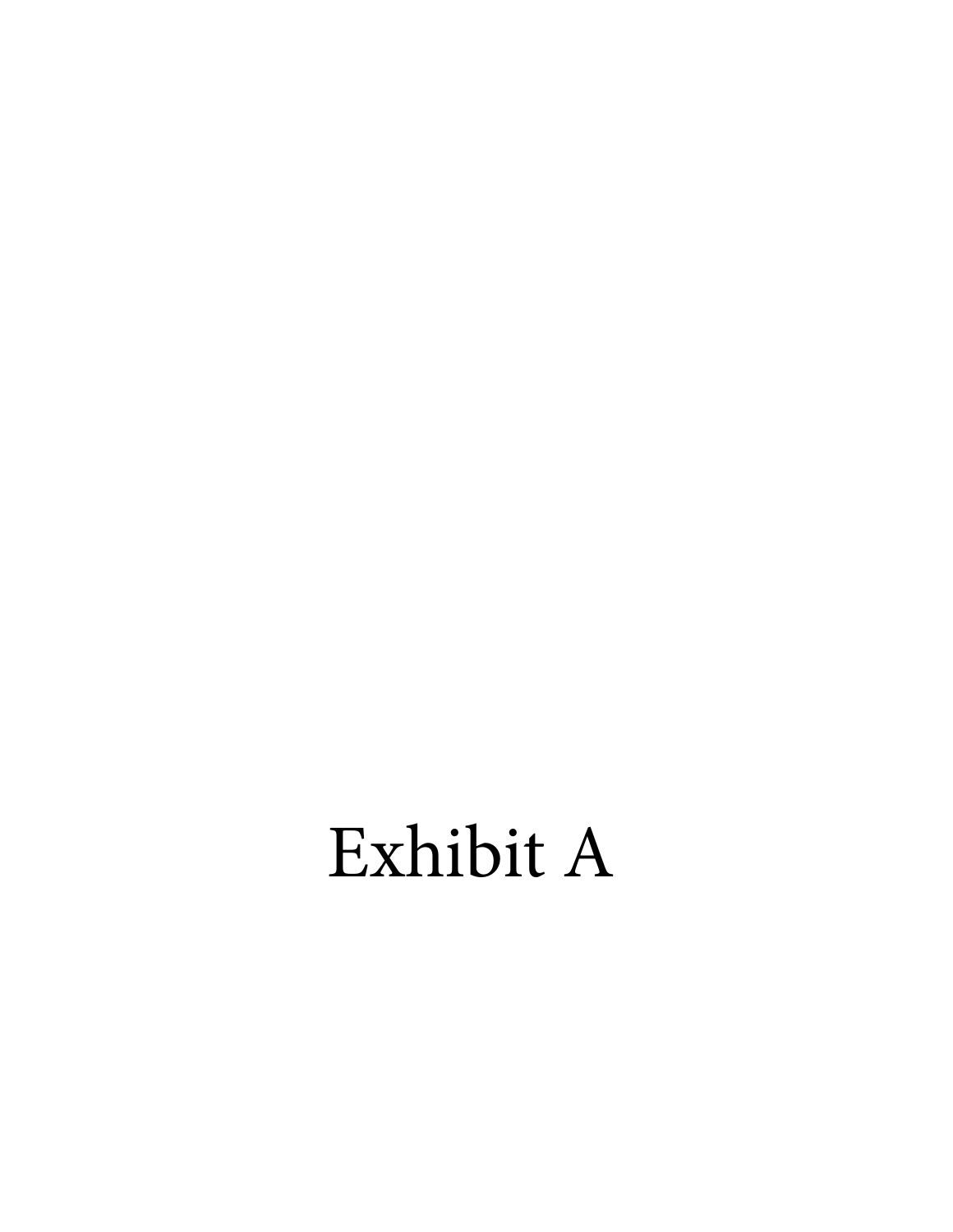# Exhibit A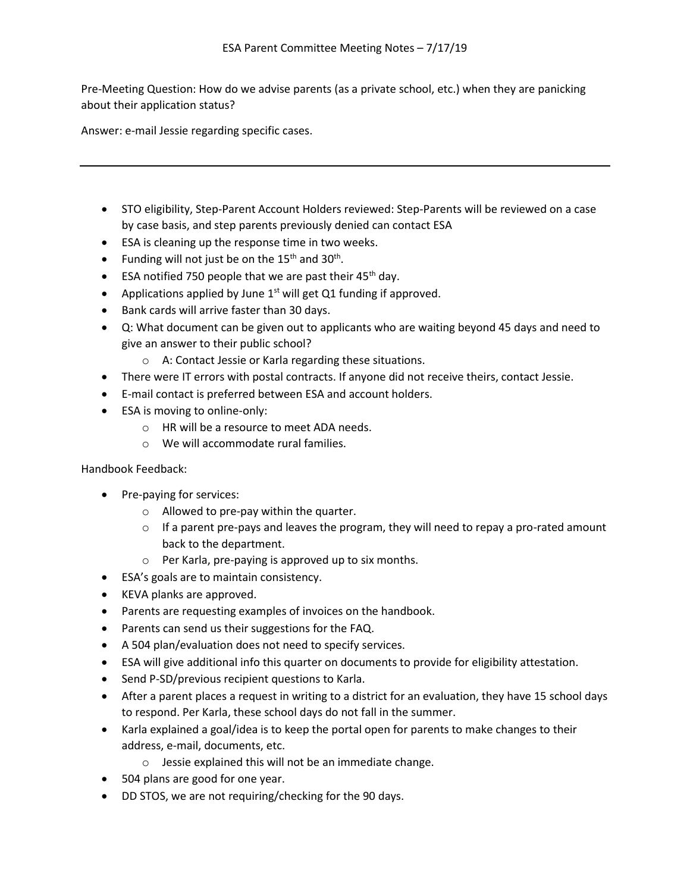# ESA Parent Committee Meeting Notes – 7/17/19

Pre-Meeting Question: How do we advise parents (as a private school, etc.) when they are panicking about their application status?

Answer: e-mail Jessie regarding specific cases.

---

- STO eligibility, Step-Parent Account Holders reviewed: Step-Parents will be reviewed on a case by case basis, and step parents previously denied can contact ESA
- ESA is cleaning up the response time in two weeks.
- Funding will not just be on the 15th and 30th.
- ESA notified 750 people that we are past their 45th day.
- Applications applied by June 1st will get Q1 funding if approved.
- Bank cards will arrive faster than 30 days.
- Q: What document can be given out to applicants who are waiting beyond 45 days and need to give an answer to their public school?
  - A: Contact Jessie or Karla regarding these situations.
- There were IT errors with postal contracts. If anyone did not receive theirs, contact Jessie.
- E-mail contact is preferred between ESA and account holders.
- ESA is moving to online-only:
  - HR will be a resource to meet ADA needs.
  - We will accommodate rural families.

Handbook Feedback:

- Pre-paying for services:
  - Allowed to pre-pay within the quarter.
  - If a parent pre-pays and leaves the program, they will need to repay a pro-rated amount back to the department.
  - Per Karla, pre-paying is approved up to six months.
- ESA's goals are to maintain consistency.
- KEVA planks are approved.
- Parents are requesting examples of invoices on the handbook.
- Parents can send us their suggestions for the FAQ.
- A 504 plan/evaluation does not need to specify services.
- ESA will give additional info this quarter on documents to provide for eligibility attestation.
- Send P-SD/previous recipient questions to Karla.
- After a parent places a request in writing to a district for an evaluation, they have 15 school days to respond. Per Karla, these school days do not fall in the summer.
- Karla explained a goal/idea is to keep the portal open for parents to make changes to their address, e-mail, documents, etc.
  - Jessie explained this will not be an immediate change.
- 504 plans are good for one year.
- DD STOS, we are not requiring/checking for the 90 days.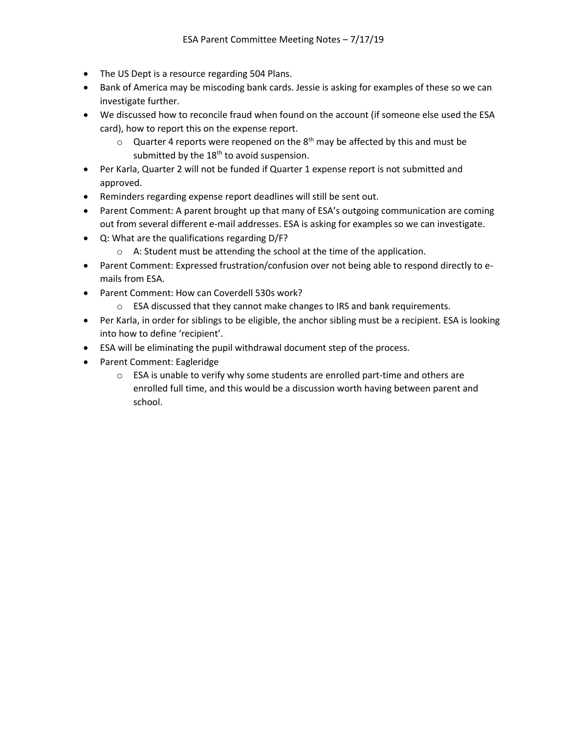ESA Parent Committee Meeting Notes – 7/17/19

- The US Dept is a resource regarding 504 Plans.
- Bank of America may be miscoding bank cards. Jessie is asking for examples of these so we can investigate further.
- We discussed how to reconcile fraud when found on the account (if someone else used the ESA card), how to report this on the expense report.
  - Quarter 4 reports were reopened on the 8th may be affected by this and must be submitted by the 18th to avoid suspension.
- Per Karla, Quarter 2 will not be funded if Quarter 1 expense report is not submitted and approved.
- Reminders regarding expense report deadlines will still be sent out.
- Parent Comment: A parent brought up that many of ESA's outgoing communication are coming out from several different e-mail addresses. ESA is asking for examples so we can investigate.
- Q: What are the qualifications regarding D/F?
  - A: Student must be attending the school at the time of the application.
- Parent Comment: Expressed frustration/confusion over not being able to respond directly to e-mails from ESA.
- Parent Comment: How can Coverdell 530s work?
  - ESA discussed that they cannot make changes to IRS and bank requirements.
- Per Karla, in order for siblings to be eligible, the anchor sibling must be a recipient. ESA is looking into how to define 'recipient'.
- ESA will be eliminating the pupil withdrawal document step of the process.
- Parent Comment: Eagleridge
  - ESA is unable to verify why some students are enrolled part-time and others are enrolled full time, and this would be a discussion worth having between parent and school.